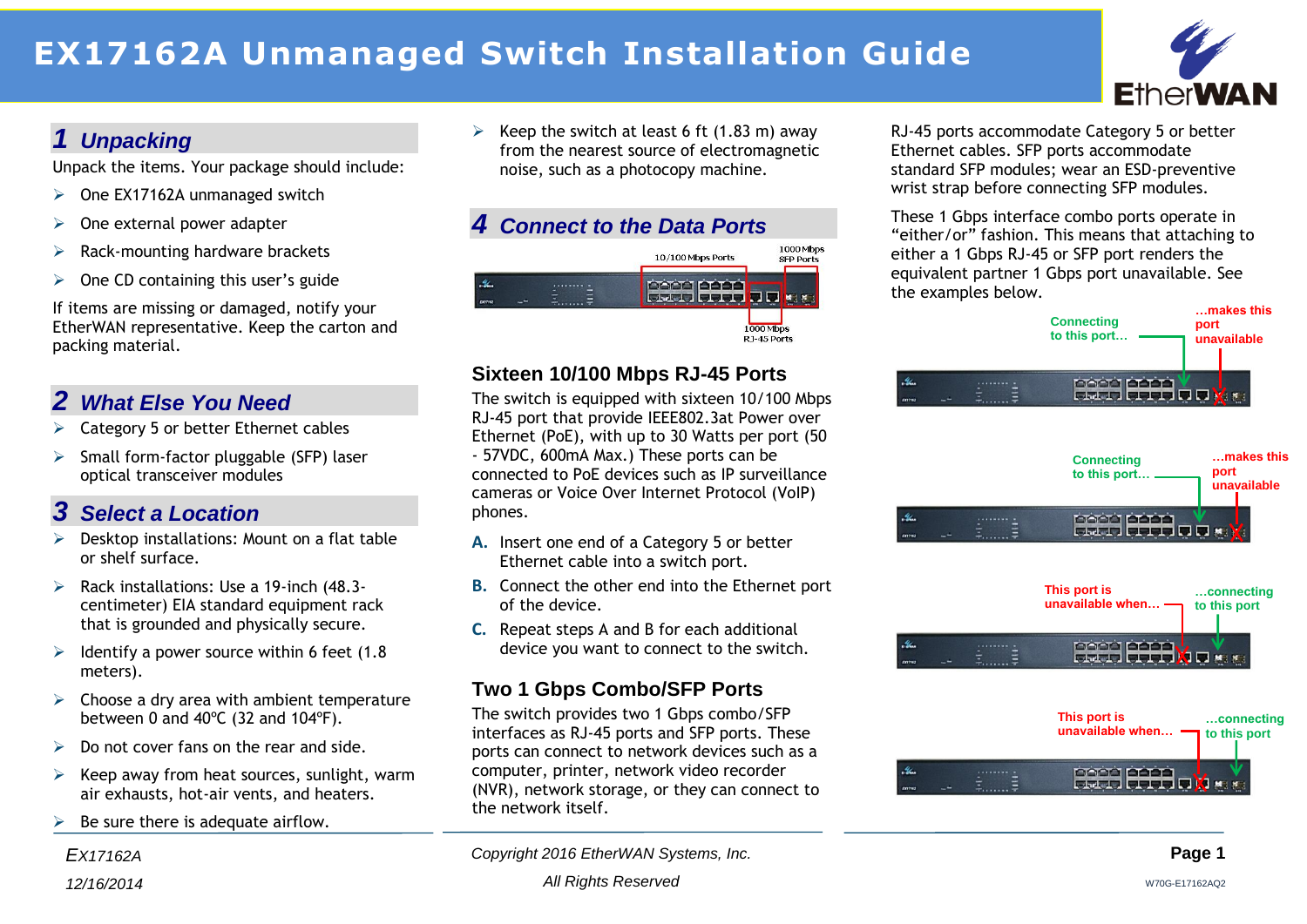# EX17162A Unmanaged Switch Installation Guide

## 1 Unpacking

Unpack the items. Your package should include:

- One EX17162A unmanaged switch
- One external power adapter
- Rack-mounting hardware brackets
- One CD containing this user's guide

If items are missing or damaged, notify your EtherWAN representative. Keep the carton and packing material.

## 2 What Else You Need

- Category 5 or better Ethernet cables
- Small form-factor pluggable (SFP) laser optical transceiver modules

## 3 Select a Location

- Desktop installations: Mount on a flat table or shelf surface.
- Rack installations: Use a 19-inch (48.3-centimeter) EIA standard equipment rack that is grounded and physically secure.
- Identify a power source within 6 feet (1.8 meters).
- Choose a dry area with ambient temperature between 0 and 40ºC (32 and 104ºF).
- Do not cover fans on the rear and side.
- Keep away from heat sources, sunlight, warm air exhausts, hot-air vents, and heaters.
- Be sure there is adequate airflow.
- Keep the switch at least 6 ft (1.83 m) away from the nearest source of electromagnetic noise, such as a photocopy machine.

## 4 Connect to the Data Ports

10/100 Mbps Ports

1000 Mbps SFP Ports

1000 Mbps RJ-45 Ports

### Sixteen 10/100 Mbps RJ-45 Ports

The switch is equipped with sixteen 10/100 Mbps RJ-45 port that provide IEEE802.3at Power over Ethernet (PoE), with up to 30 Watts per port (50 - 57VDC, 600mA Max.) These ports can be connected to PoE devices such as IP surveillance cameras or Voice Over Internet Protocol (VoIP) phones.

A. Insert one end of a Category 5 or better Ethernet cable into a switch port.

B. Connect the other end into the Ethernet port of the device.

C. Repeat steps A and B for each additional device you want to connect to the switch.

### Two 1 Gbps Combo/SFP Ports

The switch provides two 1 Gbps combo/SFP interfaces as RJ-45 ports and SFP ports. These ports can connect to network devices such as a computer, printer, network video recorder (NVR), network storage, or they can connect to the network itself.

RJ-45 ports accommodate Category 5 or better Ethernet cables. SFP ports accommodate standard SFP modules; wear an ESD-preventive wrist strap before connecting SFP modules.

These 1 Gbps interface combo ports operate in "either/or" fashion. This means that attaching to either a 1 Gbps RJ-45 or SFP port renders the equivalent partner 1 Gbps port unavailable. See the examples below.

Connecting to this port… …makes this port unavailable

Connecting to this port… …makes this port unavailable

This port is unavailable when… …connecting to this port

This port is unavailable when… …connecting to this port

EX17162A

12/16/2014

Copyright 2016 EtherWAN Systems, Inc.

All Rights Reserved

W70G-E17162AQ2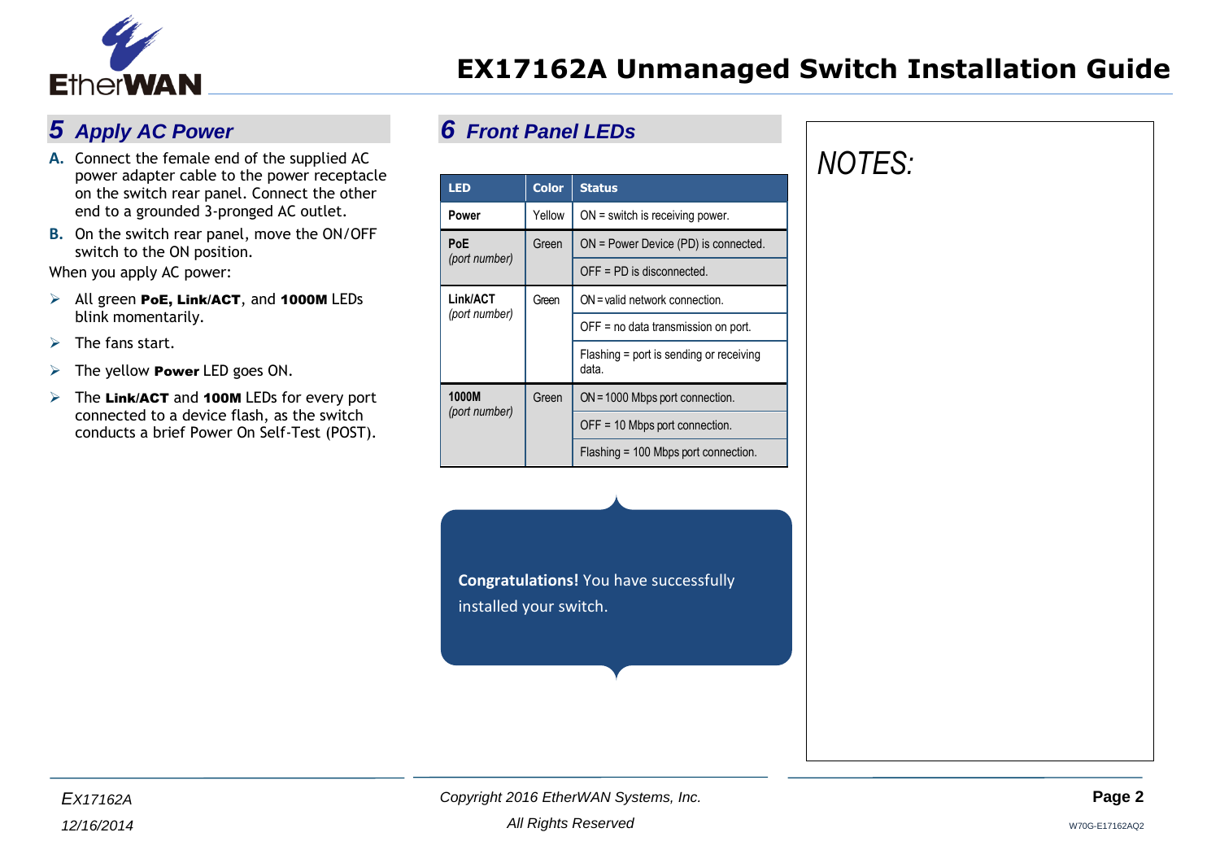## 5 Apply AC Power

**A.** Connect the female end of the supplied AC power adapter cable to the power receptacle on the switch rear panel. Connect the other end to a grounded 3-pronged AC outlet.

**B.** On the switch rear panel, move the ON/OFF switch to the ON position.

When you apply AC power:

- All green **PoE, Link/ACT**, and **1000M** LEDs blink momentarily.
- The fans start.
- The yellow **Power** LED goes ON.
- The **Link/ACT** and **100M** LEDs for every port connected to a device flash, as the switch conducts a brief Power On Self-Test (POST).

## 6 Front Panel LEDs

| LED | Color | Status |
|---|---|---|
| **Power** | Yellow | ON = switch is receiving power. |
| **PoE** *(port number)* | Green | ON = Power Device (PD) is connected. |
| | | OFF = PD is disconnected. |
| **Link/ACT** *(port number)* | Green | ON = valid network connection. |
| | | OFF = no data transmission on port. |
| | | Flashing = port is sending or receiving data. |
| **1000M** *(port number)* | Green | ON = 1000 Mbps port connection. |
| | | OFF = 10 Mbps port connection. |
| | | Flashing = 100 Mbps port connection. |

**Congratulations!** You have successfully installed your switch.

*NOTES:*

*EX17162A*

*12/16/2014*

*Copyright 2016 EtherWAN Systems, Inc.*

*All Rights Reserved*

W70G-E17162AQ2